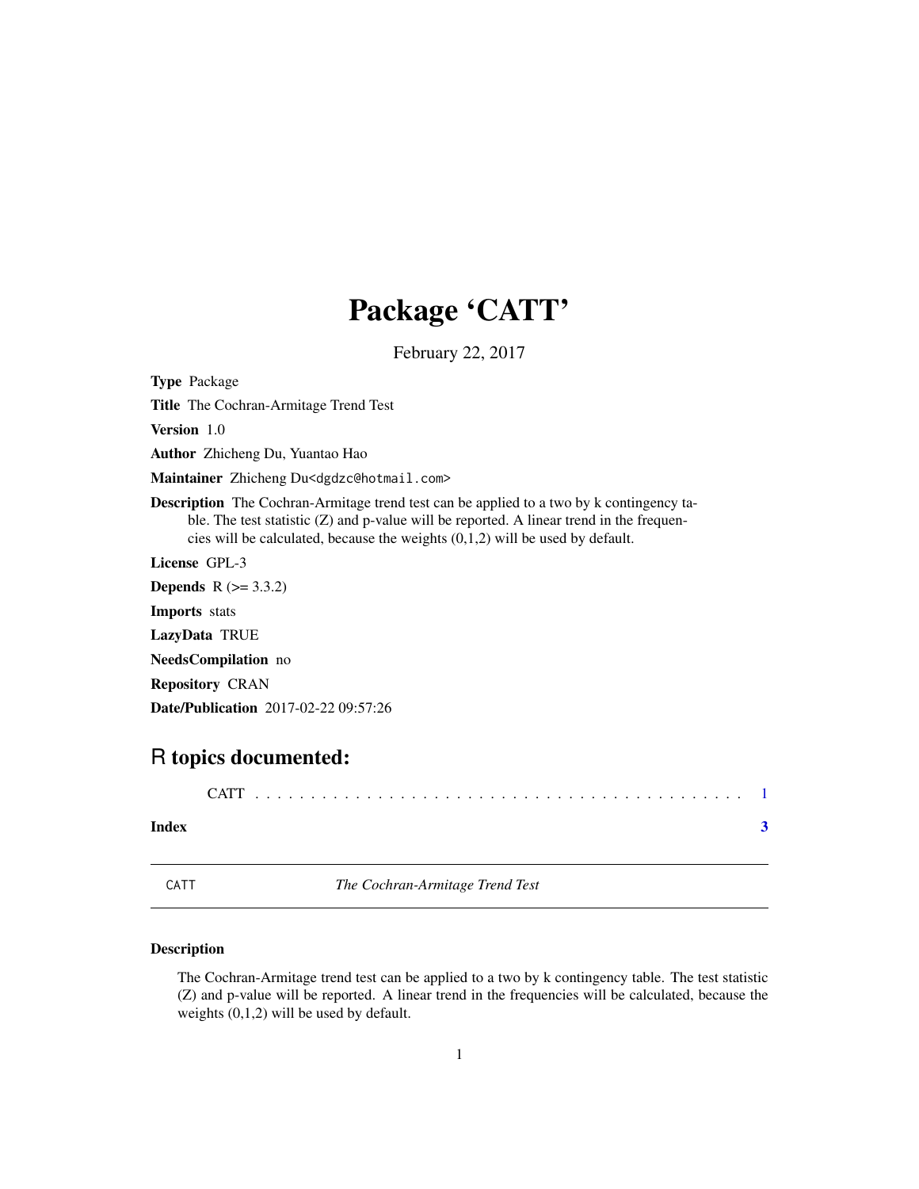# Package 'CATT'

February 22, 2017

**Type** Package

**Title** The Cochran-Armitage Trend Test

**Version** 1.0

**Author** Zhicheng Du, Yuantao Hao

**Maintainer** Zhicheng Du<dgdzc@hotmail.com>

**Description** The Cochran-Armitage trend test can be applied to a two by k contingency table. The test statistic (Z) and p-value will be reported. A linear trend in the frequencies will be calculated, because the weights (0,1,2) will be used by default.

**License** GPL-3

**Depends** R (>= 3.3.2)

**Imports** stats

**LazyData** TRUE

**NeedsCompilation** no

**Repository** CRAN

**Date/Publication** 2017-02-22 09:57:26

## R topics documented:

CATT . . . . . . . . . . . . . . . . . . . . . . . . . . . . . . . . . . . . . . . . . . . 1

**Index** **3**

---

CATT *The Cochran-Armitage Trend Test*

---

### Description

The Cochran-Armitage trend test can be applied to a two by k contingency table. The test statistic (Z) and p-value will be reported. A linear trend in the frequencies will be calculated, because the weights (0,1,2) will be used by default.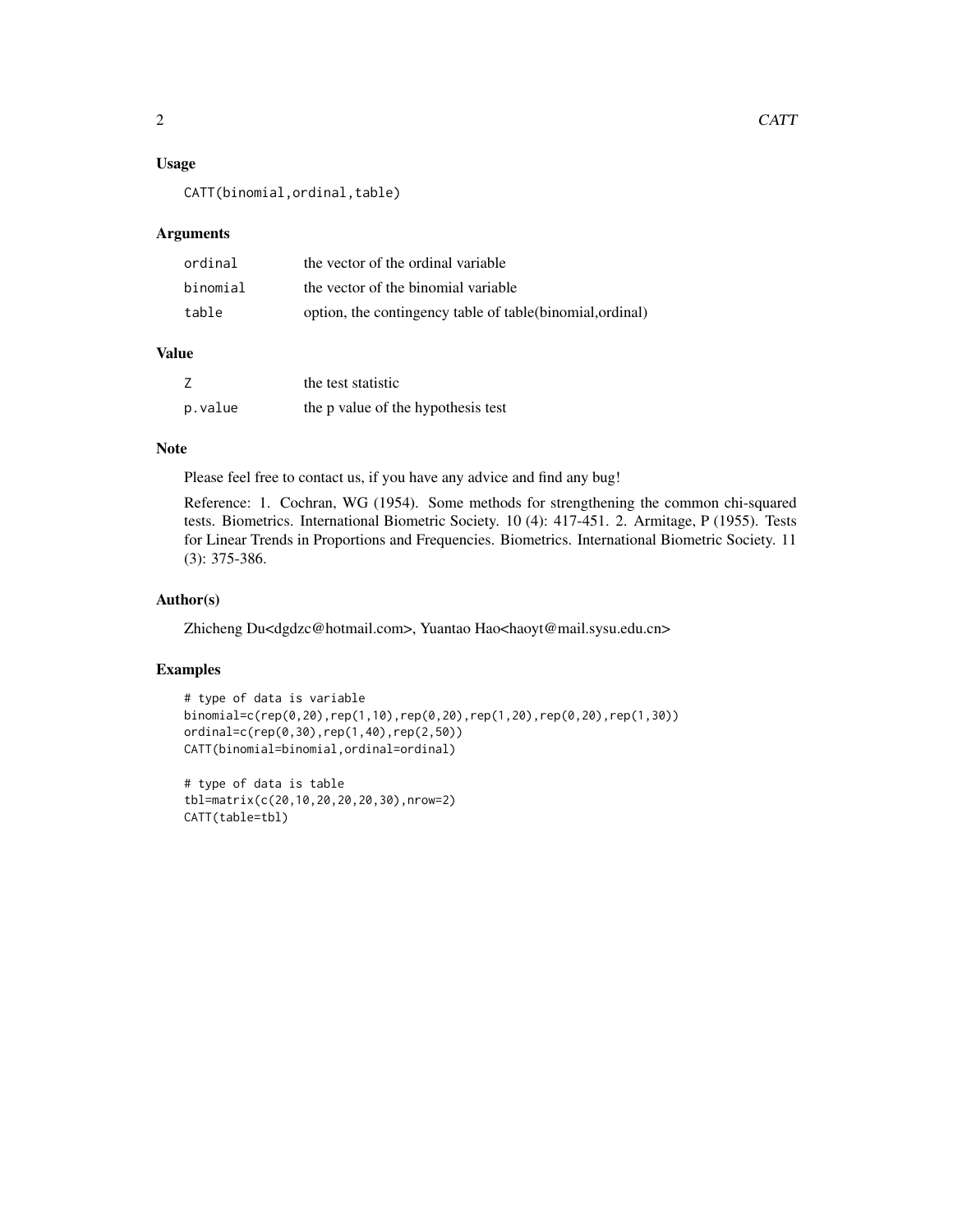## Usage

```
CATT(binomial,ordinal,table)
```

## Arguments

| | |
|---|---|
| ordinal | the vector of the ordinal variable |
| binomial | the vector of the binomial variable |
| table | option, the contingency table of table(binomial,ordinal) |

## Value

| | |
|---|---|
| Z | the test statistic |
| p.value | the p value of the hypothesis test |

## Note

Please feel free to contact us, if you have any advice and find any bug!

Reference: 1. Cochran, WG (1954). Some methods for strengthening the common chi-squared tests. Biometrics. International Biometric Society. 10 (4): 417-451. 2. Armitage, P (1955). Tests for Linear Trends in Proportions and Frequencies. Biometrics. International Biometric Society. 11 (3): 375-386.

## Author(s)

Zhicheng Du<dgdzc@hotmail.com>, Yuantao Hao<haoyt@mail.sysu.edu.cn>

## Examples

```
# type of data is variable
binomial=c(rep(0,20),rep(1,10),rep(0,20),rep(1,20),rep(0,20),rep(1,30))
ordinal=c(rep(0,30),rep(1,40),rep(2,50))
CATT(binomial=binomial,ordinal=ordinal)

# type of data is table
tbl=matrix(c(20,10,20,20,20,30),nrow=2)
CATT(table=tbl)
```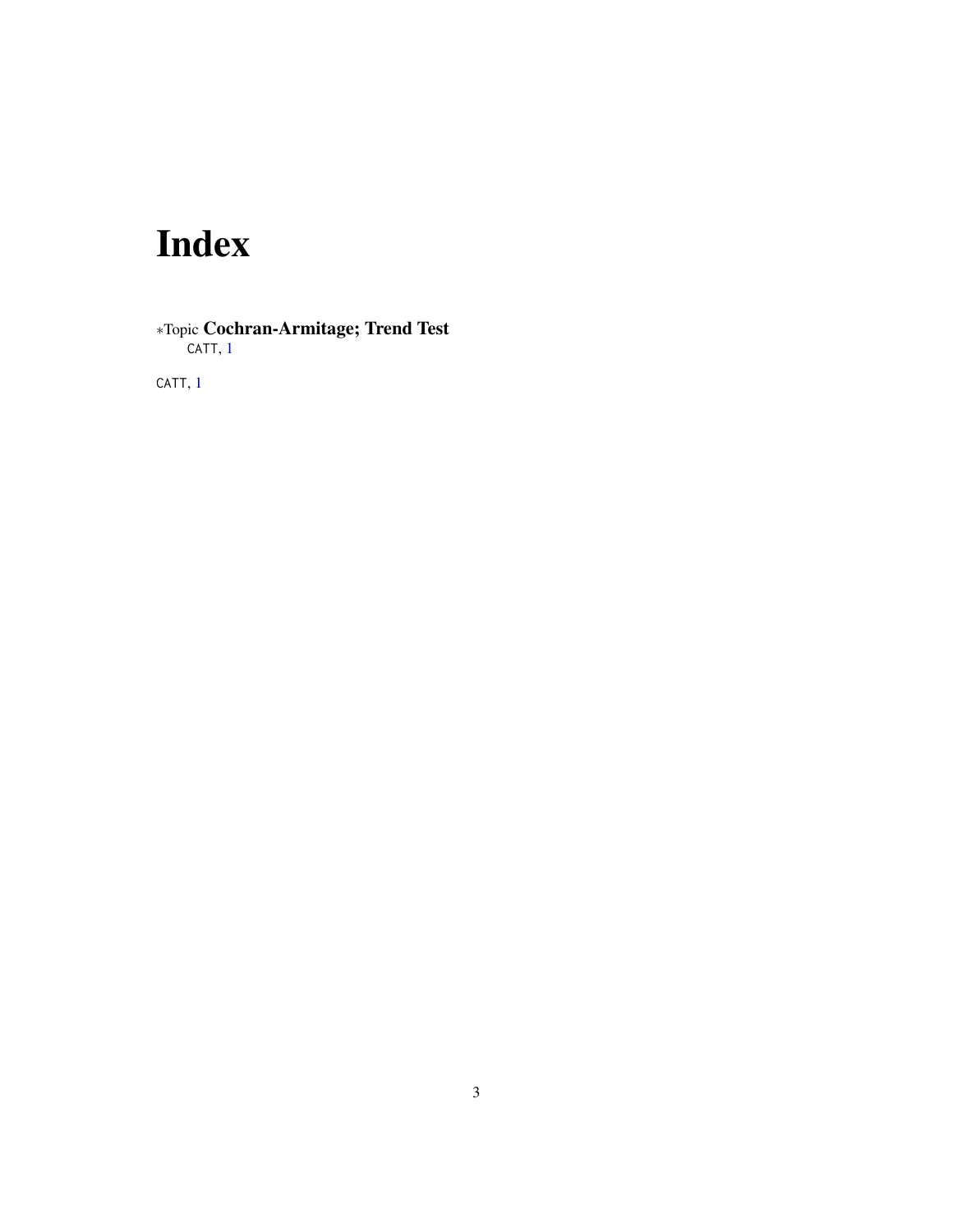# Index

*Topic **Cochran-Armitage; Trend Test**
    `CATT`, 1

`CATT`, 1